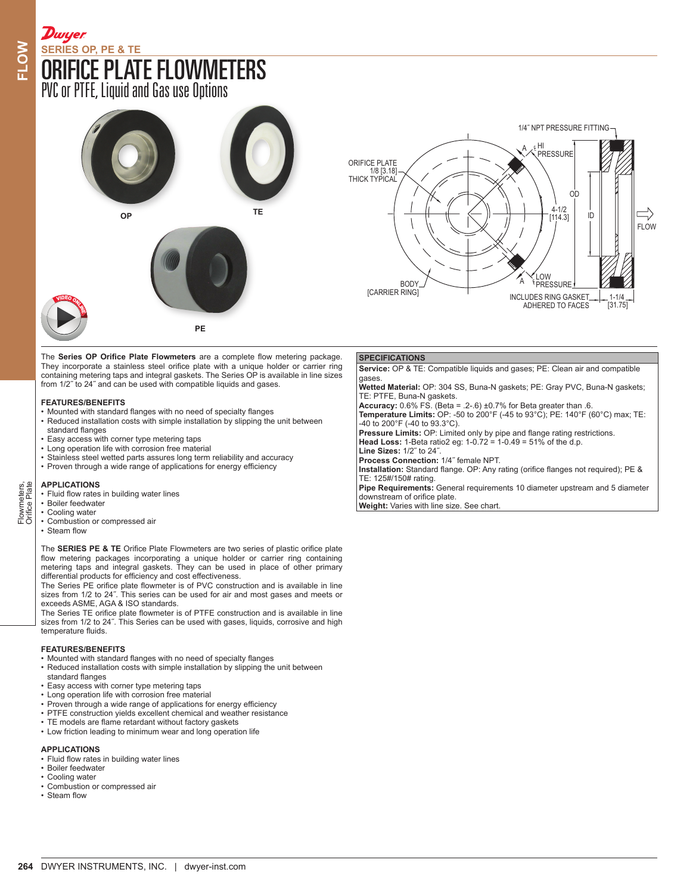# SERIES OP, PE & TE

# ORIFICE PLATE FLOWMETERS

## PVC or PTFE, Liquid and Gas use Options

OP

TE

PE

ORIFICE PLATE 1/8 [3.18] THICK TYPICAL

1/4˝ NPT PRESSURE FITTING

HI PRESSURE

LOW PRESSURE

OD

ID

4-1/2 [114.3]

FLOW

BODY [CARRIER RING]

INCLUDES RING GASKET ADHERED TO FACES

1-1/4 [31.75]

The **Series OP Orifice Plate Flowmeters** are a complete flow metering package. They incorporate a stainless steel orifice plate with a unique holder or carrier ring containing metering taps and integral gaskets. The Series OP is available in line sizes from 1/2˝ to 24˝ and can be used with compatible liquids and gases.

### FEATURES/BENEFITS

- Mounted with standard flanges with no need of specialty flanges
- Reduced installation costs with simple installation by slipping the unit between standard flanges
- Easy access with corner type metering taps
- Long operation life with corrosion free material
- Stainless steel wetted parts assures long term reliability and accuracy
- Proven through a wide range of applications for energy efficiency

### APPLICATIONS

- Fluid flow rates in building water lines
- Boiler feedwater
- Cooling water
- Combustion or compressed air
- Steam flow

The **SERIES PE & TE** Orifice Plate Flowmeters are two series of plastic orifice plate flow metering packages incorporating a unique holder or carrier ring containing metering taps and integral gaskets. They can be used in place of other primary differential products for efficiency and cost effectiveness.

The Series PE orifice plate flowmeter is of PVC construction and is available in line sizes from 1/2 to 24˝. This series can be used for air and most gases and meets or exceeds ASME, AGA & ISO standards.

The Series TE orifice plate flowmeter is of PTFE construction and is available in line sizes from 1/2 to 24˝. This Series can be used with gases, liquids, corrosive and high temperature fluids.

### FEATURES/BENEFITS

- Mounted with standard flanges with no need of specialty flanges
- Reduced installation costs with simple installation by slipping the unit between standard flanges
- Easy access with corner type metering taps
- Long operation life with corrosion free material
- Proven through a wide range of applications for energy efficiency
- PTFE construction yields excellent chemical and weather resistance
- TE models are flame retardant without factory gaskets
- Low friction leading to minimum wear and long operation life

### APPLICATIONS

- Fluid flow rates in building water lines
- Boiler feedwater
- Cooling water
- Combustion or compressed air
- Steam flow

### SPECIFICATIONS

**Service:** OP & TE: Compatible liquids and gases; PE: Clean air and compatible gases.

**Wetted Material:** OP: 304 SS, Buna-N gaskets; PE: Gray PVC, Buna-N gaskets; TE: PTFE, Buna-N gaskets.

**Accuracy:** 0.6% FS. (Beta = .2-.6) ±0.7% for Beta greater than .6.

**Temperature Limits:** OP: -50 to 200°F (-45 to 93°C); PE: 140°F (60°C) max; TE: -40 to 200°F (-40 to 93.3°C).

**Pressure Limits:** OP: Limited only by pipe and flange rating restrictions.

**Head Loss:** 1-Beta ratio2 eg: 1-0.72 = 1-0.49 = 51% of the d.p.

**Line Sizes:** 1/2˝ to 24˝.

**Process Connection:** 1/4˝ female NPT.

**Installation:** Standard flange. OP: Any rating (orifice flanges not required); PE & TE: 125#/150# rating.

**Pipe Requirements:** General requirements 10 diameter upstream and 5 diameter downstream of orifice plate.

**Weight:** Varies with line size. See chart.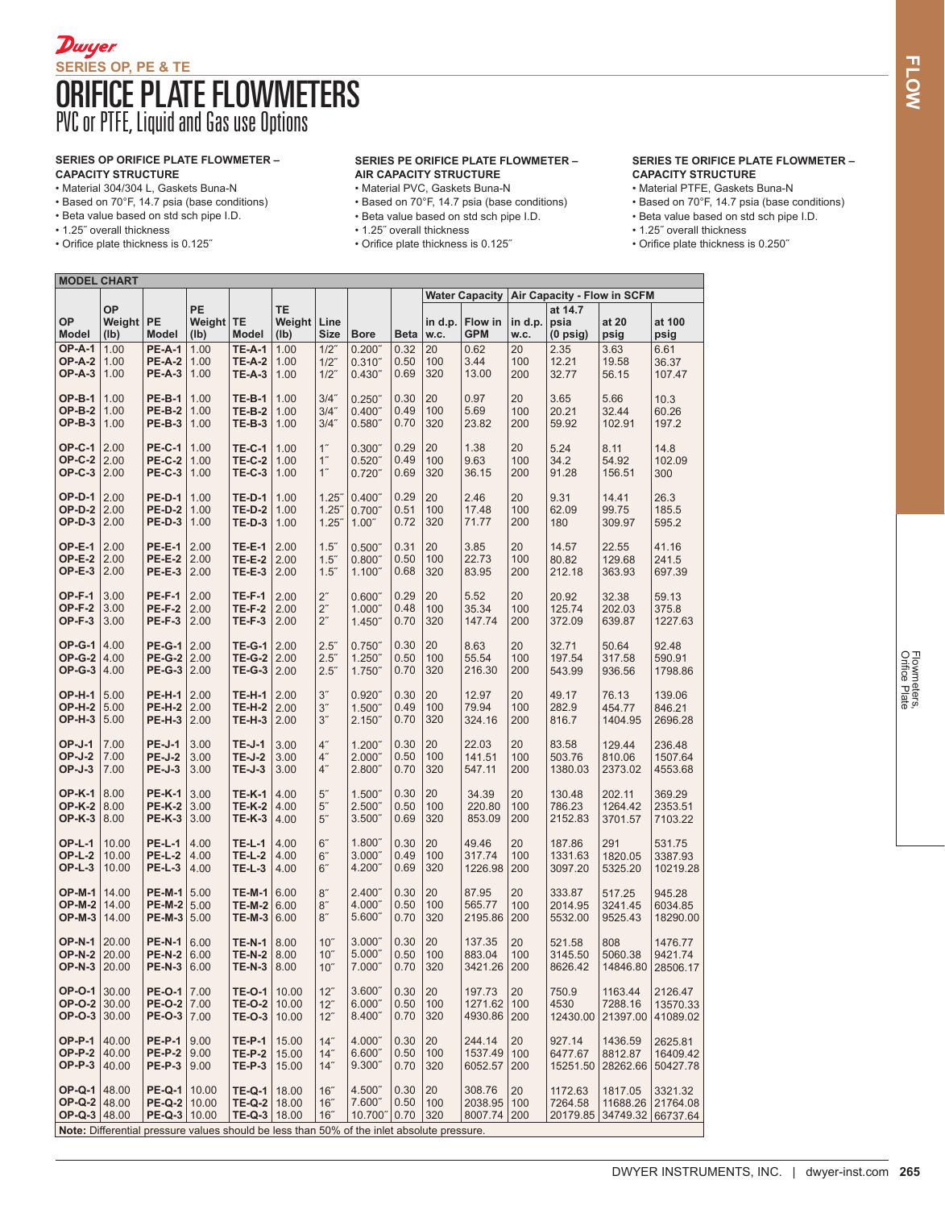Dwyer

SERIES OP, PE & TE

# ORIFICE PLATE FLOWMETERS

## PVC or PTFE, Liquid and Gas use Options

### SERIES OP ORIFICE PLATE FLOWMETER – CAPACITY STRUCTURE

- Material 304/304 L, Gaskets Buna-N
- Based on 70°F, 14.7 psia (base conditions)
- Beta value based on std sch pipe I.D.
- 1.25″ overall thickness
- Orifice plate thickness is 0.125″

### SERIES PE ORIFICE PLATE FLOWMETER – AIR CAPACITY STRUCTURE

- Material PVC, Gaskets Buna-N
- Based on 70°F, 14.7 psia (base conditions)
- Beta value based on std sch pipe I.D.
- 1.25″ overall thickness
- Orifice plate thickness is 0.125″

### SERIES TE ORIFICE PLATE FLOWMETER – CAPACITY STRUCTURE

- Material PTFE, Gaskets Buna-N
- Based on 70°F, 14.7 psia (base conditions)
- Beta value based on std sch pipe I.D.
- 1.25″ overall thickness
- Orifice plate thickness is 0.250″

**MODEL CHART**

| OP Model | OP Weight (lb) | PE Model | PE Weight (lb) | TE Model | TE Weight (lb) | Line Size | Bore | Beta | Water Capacity | | Air Capacity - Flow in SCFM | | | |
|---|---|---|---|---|---|---|---|---|---|---|---|---|---|---|
| | | | | | | | | | in d.p. w.c. | Flow in GPM | in d.p. w.c. | at 14.7 psia (0 psig) | at 20 psig | at 100 psig |
| **OP-A-1** | 1.00 | **PE-A-1** | 1.00 | **TE-A-1** | 1.00 | 1/2″ | 0.200″ | 0.32 | 20 | 0.62 | 20 | 2.35 | 3.63 | 6.61 |
| **OP-A-2** | 1.00 | **PE-A-2** | 1.00 | **TE-A-2** | 1.00 | 1/2″ | 0.310″ | 0.50 | 100 | 3.44 | 100 | 12.21 | 19.58 | 36.37 |
| **OP-A-3** | 1.00 | **PE-A-3** | 1.00 | **TE-A-3** | 1.00 | 1/2″ | 0.430″ | 0.69 | 320 | 13.00 | 200 | 32.77 | 56.15 | 107.47 |
| **OP-B-1** | 1.00 | **PE-B-1** | 1.00 | **TE-B-1** | 1.00 | 3/4″ | 0.250″ | 0.30 | 20 | 0.97 | 20 | 3.65 | 5.66 | 10.3 |
| **OP-B-2** | 1.00 | **PE-B-2** | 1.00 | **TE-B-2** | 1.00 | 3/4″ | 0.400″ | 0.49 | 100 | 5.69 | 100 | 20.21 | 32.44 | 60.26 |
| **OP-B-3** | 1.00 | **PE-B-3** | 1.00 | **TE-B-3** | 1.00 | 3/4″ | 0.580″ | 0.70 | 320 | 23.82 | 200 | 59.92 | 102.91 | 197.2 |
| **OP-C-1** | 2.00 | **PE-C-1** | 1.00 | **TE-C-1** | 1.00 | 1″ | 0.300″ | 0.29 | 20 | 1.38 | 20 | 5.24 | 8.11 | 14.8 |
| **OP-C-2** | 2.00 | **PE-C-2** | 1.00 | **TE-C-2** | 1.00 | 1″ | 0.520″ | 0.49 | 100 | 9.63 | 100 | 34.2 | 54.92 | 102.09 |
| **OP-C-3** | 2.00 | **PE-C-3** | 1.00 | **TE-C-3** | 1.00 | 1″ | 0.720″ | 0.69 | 320 | 36.15 | 200 | 91.28 | 156.51 | 300 |
| **OP-D-1** | 2.00 | **PE-D-1** | 1.00 | **TE-D-1** | 1.00 | 1.25″ | 0.400″ | 0.29 | 20 | 2.46 | 20 | 9.31 | 14.41 | 26.3 |
| **OP-D-2** | 2.00 | **PE-D-2** | 1.00 | **TE-D-2** | 1.00 | 1.25″ | 0.700″ | 0.51 | 100 | 17.48 | 100 | 62.09 | 99.75 | 185.5 |
| **OP-D-3** | 2.00 | **PE-D-3** | 1.00 | **TE-D-3** | 1.00 | 1.25″ | 1.00″ | 0.72 | 320 | 71.77 | 200 | 180 | 309.97 | 595.2 |
| **OP-E-1** | 2.00 | **PE-E-1** | 2.00 | **TE-E-1** | 2.00 | 1.5″ | 0.500″ | 0.31 | 20 | 3.85 | 20 | 14.57 | 22.55 | 41.16 |
| **OP-E-2** | 2.00 | **PE-E-2** | 2.00 | **TE-E-2** | 2.00 | 1.5″ | 0.800″ | 0.50 | 100 | 22.73 | 100 | 80.82 | 129.68 | 241.5 |
| **OP-E-3** | 2.00 | **PE-E-3** | 2.00 | **TE-E-3** | 2.00 | 1.5″ | 1.100″ | 0.68 | 320 | 83.95 | 200 | 212.18 | 363.93 | 697.39 |
| **OP-F-1** | 3.00 | **PE-F-1** | 2.00 | **TE-F-1** | 2.00 | 2″ | 0.600″ | 0.29 | 20 | 5.52 | 20 | 20.92 | 32.38 | 59.13 |
| **OP-F-2** | 3.00 | **PE-F-2** | 2.00 | **TE-F-2** | 2.00 | 2″ | 1.000″ | 0.48 | 100 | 35.34 | 100 | 125.74 | 202.03 | 375.8 |
| **OP-F-3** | 3.00 | **PE-F-3** | 2.00 | **TE-F-3** | 2.00 | 2″ | 1.450″ | 0.70 | 320 | 147.74 | 200 | 372.09 | 639.87 | 1227.63 |
| **OP-G-1** | 4.00 | **PE-G-1** | 2.00 | **TE-G-1** | 2.00 | 2.5″ | 0.750″ | 0.30 | 20 | 8.63 | 20 | 32.71 | 50.64 | 92.48 |
| **OP-G-2** | 4.00 | **PE-G-2** | 2.00 | **TE-G-2** | 2.00 | 2.5″ | 1.250″ | 0.50 | 100 | 55.54 | 100 | 197.54 | 317.58 | 590.91 |
| **OP-G-3** | 4.00 | **PE-G-3** | 2.00 | **TE-G-3** | 2.00 | 2.5″ | 1.750″ | 0.70 | 320 | 216.30 | 200 | 543.99 | 936.56 | 1798.86 |
| **OP-H-1** | 5.00 | **PE-H-1** | 2.00 | **TE-H-1** | 2.00 | 3″ | 0.920″ | 0.30 | 20 | 12.97 | 20 | 49.17 | 76.13 | 139.06 |
| **OP-H-2** | 5.00 | **PE-H-2** | 2.00 | **TE-H-2** | 2.00 | 3″ | 1.500″ | 0.49 | 100 | 79.94 | 100 | 282.9 | 454.77 | 846.21 |
| **OP-H-3** | 5.00 | **PE-H-3** | 2.00 | **TE-H-3** | 2.00 | 3″ | 2.150″ | 0.70 | 320 | 324.16 | 200 | 816.7 | 1404.95 | 2696.28 |
| **OP-J-1** | 7.00 | **PE-J-1** | 3.00 | **TE-J-1** | 3.00 | 4″ | 1.200″ | 0.30 | 20 | 22.03 | 20 | 83.58 | 129.44 | 236.48 |
| **OP-J-2** | 7.00 | **PE-J-2** | 3.00 | **TE-J-2** | 3.00 | 4″ | 2.000″ | 0.50 | 100 | 141.51 | 100 | 503.76 | 810.06 | 1507.64 |
| **OP-J-3** | 7.00 | **PE-J-3** | 3.00 | **TE-J-3** | 3.00 | 4″ | 2.800″ | 0.70 | 320 | 547.11 | 200 | 1380.03 | 2373.02 | 4553.68 |
| **OP-K-1** | 8.00 | **PE-K-1** | 3.00 | **TE-K-1** | 4.00 | 5″ | 1.500″ | 0.30 | 20 | 34.39 | 20 | 130.48 | 202.11 | 369.29 |
| **OP-K-2** | 8.00 | **PE-K-2** | 3.00 | **TE-K-2** | 4.00 | 5″ | 2.500″ | 0.50 | 100 | 220.80 | 100 | 786.23 | 1264.42 | 2353.51 |
| **OP-K-3** | 8.00 | **PE-K-3** | 3.00 | **TE-K-3** | 4.00 | 5″ | 3.500″ | 0.69 | 320 | 853.09 | 200 | 2152.83 | 3701.57 | 7103.22 |
| **OP-L-1** | 10.00 | **PE-L-1** | 4.00 | **TE-L-1** | 4.00 | 6″ | 1.800″ | 0.30 | 20 | 49.46 | 20 | 187.86 | 291 | 531.75 |
| **OP-L-2** | 10.00 | **PE-L-2** | 4.00 | **TE-L-2** | 4.00 | 6″ | 3.000″ | 0.49 | 100 | 317.74 | 100 | 1331.63 | 1820.05 | 3387.93 |
| **OP-L-3** | 10.00 | **PE-L-3** | 4.00 | **TE-L-3** | 4.00 | 6″ | 4.200″ | 0.69 | 320 | 1226.98 | 200 | 3097.20 | 5325.20 | 10219.28 |
| **OP-M-1** | 14.00 | **PE-M-1** | 5.00 | **TE-M-1** | 6.00 | 8″ | 2.400″ | 0.30 | 20 | 87.95 | 20 | 333.87 | 517.25 | 945.28 |
| **OP-M-2** | 14.00 | **PE-M-2** | 5.00 | **TE-M-2** | 6.00 | 8″ | 4.000″ | 0.50 | 100 | 565.77 | 100 | 2014.95 | 3241.45 | 6034.85 |
| **OP-M-3** | 14.00 | **PE-M-3** | 5.00 | **TE-M-3** | 6.00 | 8″ | 5.600″ | 0.70 | 320 | 2195.86 | 200 | 5532.00 | 9525.43 | 18290.00 |
| **OP-N-1** | 20.00 | **PE-N-1** | 6.00 | **TE-N-1** | 8.00 | 10″ | 3.000″ | 0.30 | 20 | 137.35 | 20 | 521.58 | 808 | 1476.77 |
| **OP-N-2** | 20.00 | **PE-N-2** | 6.00 | **TE-N-2** | 8.00 | 10″ | 5.000″ | 0.50 | 100 | 883.04 | 100 | 3145.50 | 5060.38 | 9421.74 |
| **OP-N-3** | 20.00 | **PE-N-3** | 6.00 | **TE-N-3** | 8.00 | 10″ | 7.000″ | 0.70 | 320 | 3421.26 | 200 | 8626.42 | 14846.80 | 28506.17 |
| **OP-O-1** | 30.00 | **PE-O-1** | 7.00 | **TE-O-1** | 10.00 | 12″ | 3.600″ | 0.30 | 20 | 197.73 | 20 | 750.9 | 1163.44 | 2126.47 |
| **OP-O-2** | 30.00 | **PE-O-2** | 7.00 | **TE-O-2** | 10.00 | 12″ | 6.000″ | 0.50 | 100 | 1271.62 | 100 | 4530 | 7288.16 | 13570.33 |
| **OP-O-3** | 30.00 | **PE-O-3** | 7.00 | **TE-O-3** | 10.00 | 12″ | 8.400″ | 0.70 | 320 | 4930.86 | 200 | 12430.00 | 21397.00 | 41089.02 |
| **OP-P-1** | 40.00 | **PE-P-1** | 9.00 | **TE-P-1** | 15.00 | 14″ | 4.000″ | 0.30 | 20 | 244.14 | 20 | 927.14 | 1436.59 | 2625.81 |
| **OP-P-2** | 40.00 | **PE-P-2** | 9.00 | **TE-P-2** | 15.00 | 14″ | 6.600″ | 0.50 | 100 | 1537.49 | 100 | 6477.67 | 8812.87 | 16409.42 |
| **OP-P-3** | 40.00 | **PE-P-3** | 9.00 | **TE-P-3** | 15.00 | 14″ | 9.300″ | 0.70 | 320 | 6052.57 | 200 | 15251.50 | 28262.66 | 50427.78 |
| **OP-Q-1** | 48.00 | **PE-Q-1** | 10.00 | **TE-Q-1** | 18.00 | 16″ | 4.500″ | 0.30 | 20 | 308.76 | 20 | 1172.63 | 1817.05 | 3321.32 |
| **OP-Q-2** | 48.00 | **PE-Q-2** | 10.00 | **TE-Q-2** | 18.00 | 16″ | 7.600″ | 0.50 | 100 | 2038.95 | 100 | 7264.58 | 11688.26 | 21764.08 |
| **OP-Q-3** | 48.00 | **PE-Q-3** | 10.00 | **TE-Q-3** | 18.00 | 16″ | 10.700″ | 0.70 | 320 | 8007.74 | 200 | 20179.85 | 34749.32 | 66737.64 |

**Note:** Differential pressure values should be less than 50% of the inlet absolute pressure.